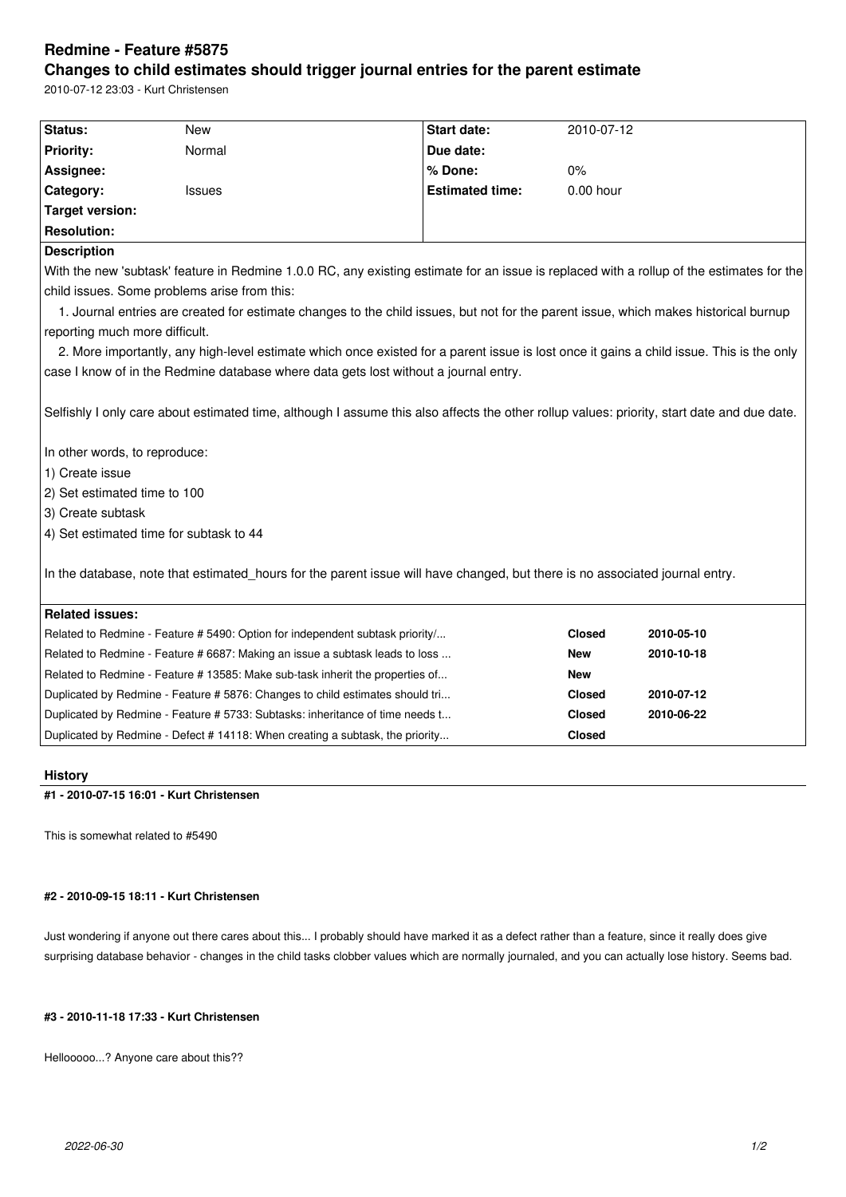# Redmine - Feature #5875

## Changes to child estimates should trigger journal entries for the parent estimate

2010-07-12 23:03 - Kurt Christensen

| | | | |
|---|---|---|---|
| **Status:** | New | **Start date:** | 2010-07-12 |
| **Priority:** | Normal | **Due date:** | |
| **Assignee:** | | **% Done:** | 0% |
| **Category:** | Issues | **Estimated time:** | 0.00 hour |
| **Target version:** | | | |
| **Resolution:** | | | |

**Description**

With the new 'subtask' feature in Redmine 1.0.0 RC, any existing estimate for an issue is replaced with a rollup of the estimates for the child issues. Some problems arise from this:

1. Journal entries are created for estimate changes to the child issues, but not for the parent issue, which makes historical burnup reporting much more difficult.
2. More importantly, any high-level estimate which once existed for a parent issue is lost once it gains a child issue. This is the only case I know of in the Redmine database where data gets lost without a journal entry.

Selfishly I only care about estimated time, although I assume this also affects the other rollup values: priority, start date and due date.

In other words, to reproduce:

1) Create issue
2) Set estimated time to 100
3) Create subtask
4) Set estimated time for subtask to 44

In the database, note that estimated_hours for the parent issue will have changed, but there is no associated journal entry.

**Related issues:**

| | | |
|---|---|---|
| Related to Redmine - Feature # 5490: Option for independent subtask priority/... | **Closed** | **2010-05-10** |
| Related to Redmine - Feature # 6687: Making an issue a subtask leads to loss ... | **New** | **2010-10-18** |
| Related to Redmine - Feature # 13585: Make sub-task inherit the properties of... | **New** | |
| Duplicated by Redmine - Feature # 5876: Changes to child estimates should tri... | **Closed** | **2010-07-12** |
| Duplicated by Redmine - Feature # 5733: Subtasks: inheritance of time needs t... | **Closed** | **2010-06-22** |
| Duplicated by Redmine - Defect # 14118: When creating a subtask, the priority... | **Closed** | |

### History

#### #1 - 2010-07-15 16:01 - Kurt Christensen

This is somewhat related to #5490

#### #2 - 2010-09-15 18:11 - Kurt Christensen

Just wondering if anyone out there cares about this... I probably should have marked it as a defect rather than a feature, since it really does give surprising database behavior - changes in the child tasks clobber values which are normally journaled, and you can actually lose history. Seems bad.

#### #3 - 2010-11-18 17:33 - Kurt Christensen

Hellooooo...? Anyone care about this??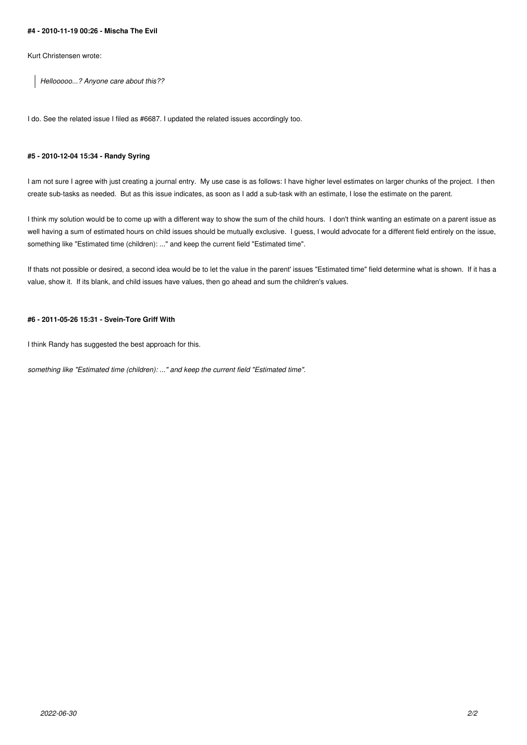#### #4 - 2010-11-19 00:26 - Mischa The Evil

Kurt Christensen wrote:

> *Hellooooo...? Anyone care about this??*

I do. See the related issue I filed as #6687. I updated the related issues accordingly too.

#### #5 - 2010-12-04 15:34 - Randy Syring

I am not sure I agree with just creating a journal entry. My use case is as follows: I have higher level estimates on larger chunks of the project. I then create sub-tasks as needed. But as this issue indicates, as soon as I add a sub-task with an estimate, I lose the estimate on the parent.

I think my solution would be to come up with a different way to show the sum of the child hours. I don't think wanting an estimate on a parent issue as well having a sum of estimated hours on child issues should be mutually exclusive. I guess, I would advocate for a different field entirely on the issue, something like "Estimated time (children): ..." and keep the current field "Estimated time".

If thats not possible or desired, a second idea would be to let the value in the parent' issues "Estimated time" field determine what is shown. If it has a value, show it. If its blank, and child issues have values, then go ahead and sum the children's values.

#### #6 - 2011-05-26 15:31 - Svein-Tore Griff With

I think Randy has suggested the best approach for this.

*something like "Estimated time (children): ..." and keep the current field "Estimated time".*